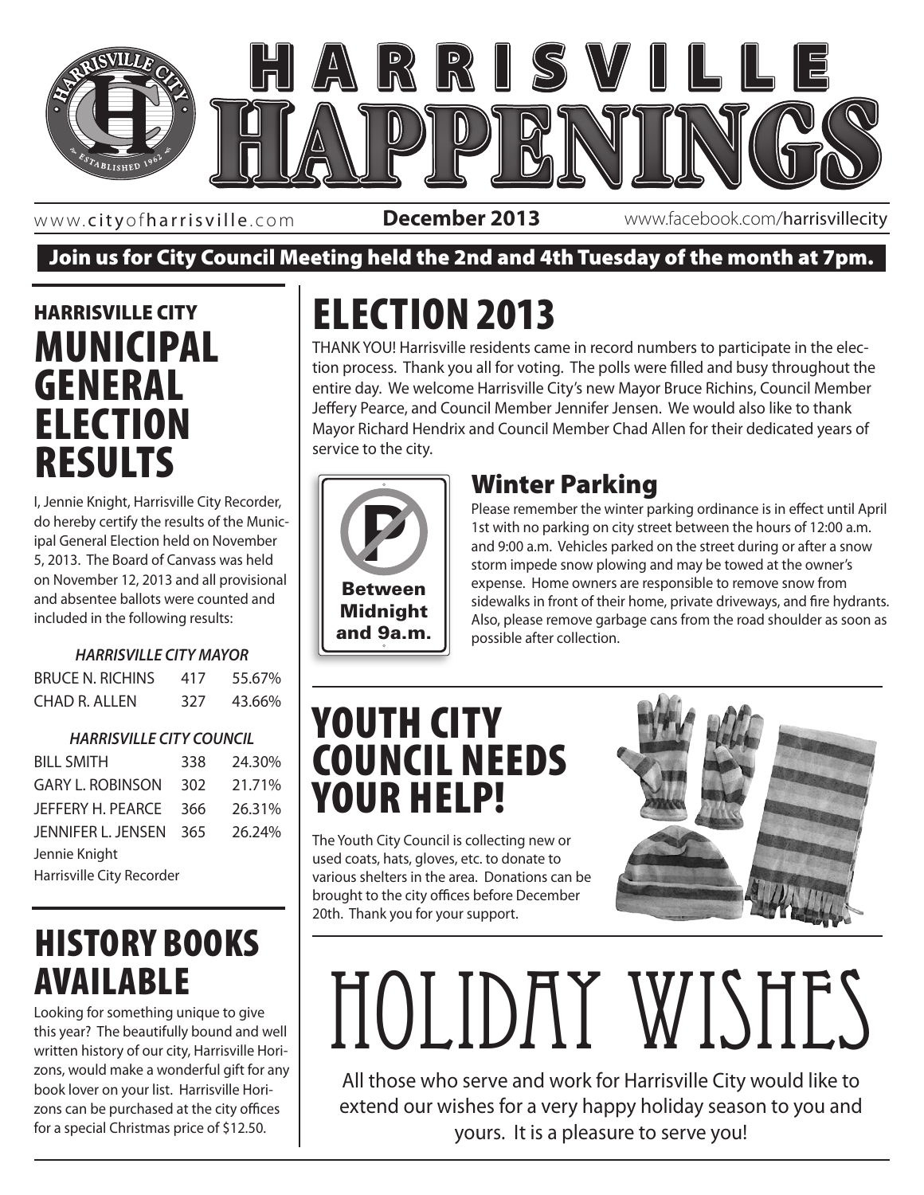# HARRISVILLE HAPPENINGS

www.cityofharrisville.com **December 2013** www.facebook.com/harrisvillecity

**Join us for City Council Meeting held the 2nd and 4th Tuesday of the month at 7pm.**

## HARRISVILLE CITY MUNICIPAL GENERAL ELECTION RESULTS

I, Jennie Knight, Harrisville City Recorder, do hereby certify the results of the Municipal General Election held on November 5, 2013. The Board of Canvass was held on November 12, 2013 and all provisional and absentee ballots were counted and included in the following results:

***HARRISVILLE CITY MAYOR***

| | | |
|---|---|---|
| BRUCE N. RICHINS | 417 | 55.67% |
| CHAD R. ALLEN | 327 | 43.66% |

***HARRISVILLE CITY COUNCIL***

| | | |
|---|---|---|
| BILL SMITH | 338 | 24.30% |
| GARY L. ROBINSON | 302 | 21.71% |
| JEFFERY H. PEARCE | 366 | 26.31% |
| JENNIFER L. JENSEN | 365 | 26.24% |

Jennie Knight
Harrisville City Recorder

## HISTORY BOOKS AVAILABLE

Looking for something unique to give this year? The beautifully bound and well written history of our city, Harrisville Horizons, would make a wonderful gift for any book lover on your list. Harrisville Horizons can be purchased at the city offices for a special Christmas price of $12.50.

## ELECTION 2013

THANK YOU! Harrisville residents came in record numbers to participate in the election process. Thank you all for voting. The polls were filled and busy throughout the entire day. We welcome Harrisville City's new Mayor Bruce Richins, Council Member Jeffery Pearce, and Council Member Jennifer Jensen. We would also like to thank Mayor Richard Hendrix and Council Member Chad Allen for their dedicated years of service to the city.

### Winter Parking

Between Midnight and 9a.m.

Please remember the winter parking ordinance is in effect until April 1st with no parking on city street between the hours of 12:00 a.m. and 9:00 a.m. Vehicles parked on the street during or after a snow storm impede snow plowing and may be towed at the owner's expense. Home owners are responsible to remove snow from sidewalks in front of their home, private driveways, and fire hydrants. Also, please remove garbage cans from the road shoulder as soon as possible after collection.

## YOUTH CITY COUNCIL NEEDS YOUR HELP!

The Youth City Council is collecting new or used coats, hats, gloves, etc. to donate to various shelters in the area. Donations can be brought to the city offices before December 20th. Thank you for your support.

## HOLIDAY WISHES

All those who serve and work for Harrisville City would like to extend our wishes for a very happy holiday season to you and yours. It is a pleasure to serve you!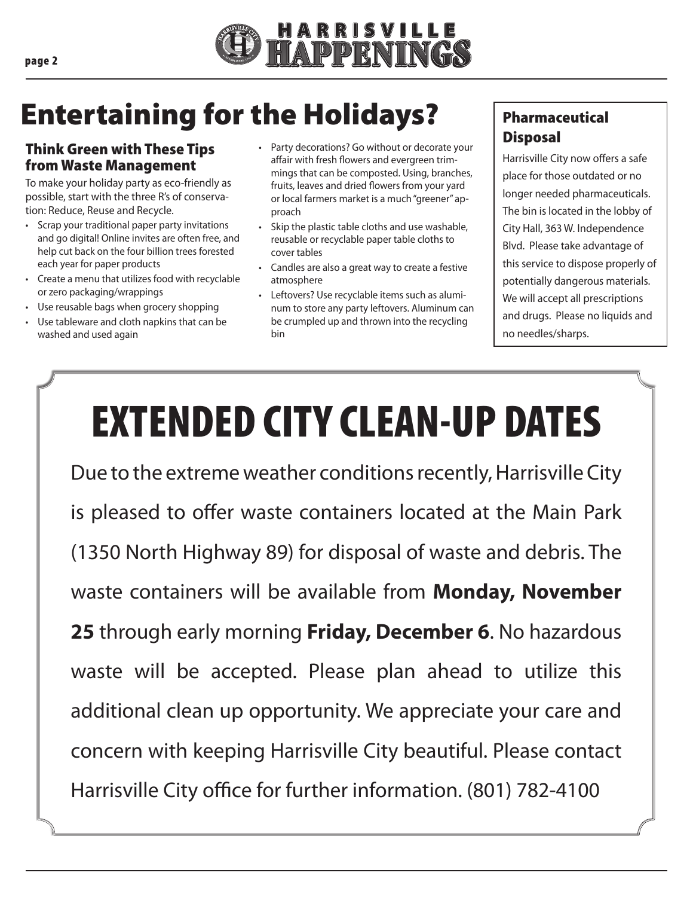# Entertaining for the Holidays?

### Think Green with These Tips from Waste Management

To make your holiday party as eco-friendly as possible, start with the three R's of conservation: Reduce, Reuse and Recycle.

- Scrap your traditional paper party invitations and go digital! Online invites are often free, and help cut back on the four billion trees forested each year for paper products
- Create a menu that utilizes food with recyclable or zero packaging/wrappings
- Use reusable bags when grocery shopping
- Use tableware and cloth napkins that can be washed and used again
- Party decorations? Go without or decorate your affair with fresh flowers and evergreen trimmings that can be composted. Using, branches, fruits, leaves and dried flowers from your yard or local farmers market is a much "greener" approach
- Skip the plastic table cloths and use washable, reusable or recyclable paper table cloths to cover tables
- Candles are also a great way to create a festive atmosphere
- Leftovers? Use recyclable items such as aluminum to store any party leftovers. Aluminum can be crumpled up and thrown into the recycling bin

### Pharmaceutical Disposal

Harrisville City now offers a safe place for those outdated or no longer needed pharmaceuticals. The bin is located in the lobby of City Hall, 363 W. Independence Blvd. Please take advantage of this service to dispose properly of potentially dangerous materials. We will accept all prescriptions and drugs. Please no liquids and no needles/sharps.

# EXTENDED CITY CLEAN-UP DATES

Due to the extreme weather conditions recently, Harrisville City is pleased to offer waste containers located at the Main Park (1350 North Highway 89) for disposal of waste and debris. The waste containers will be available from **Monday, November 25** through early morning **Friday, December 6**. No hazardous waste will be accepted. Please plan ahead to utilize this additional clean up opportunity. We appreciate your care and concern with keeping Harrisville City beautiful. Please contact Harrisville City office for further information. (801) 782-4100